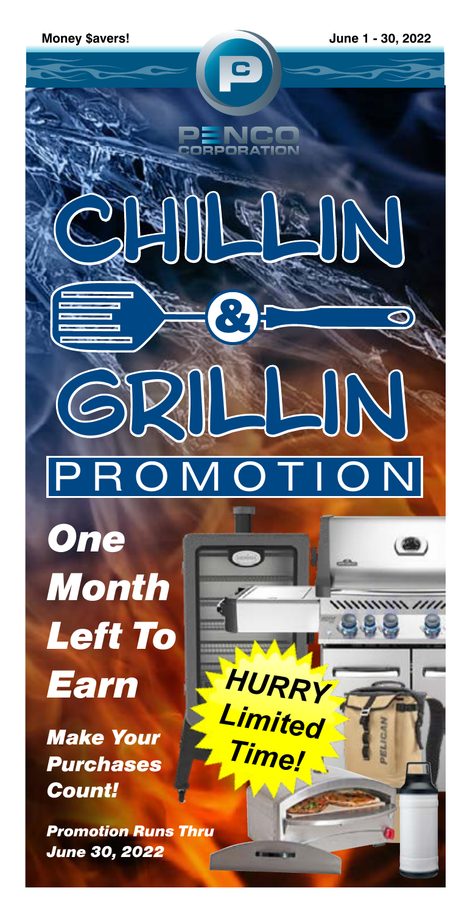**Money $avers!**

**June 1 - 30, 2022**

PENCO CORPORATION

# CHILLIN & GRILLIN PROMOTION

***One Month Left To Earn***

***Make Your Purchases Count!***

**HURRY Limited Time!**

***Promotion Runs Thru June 30, 2022***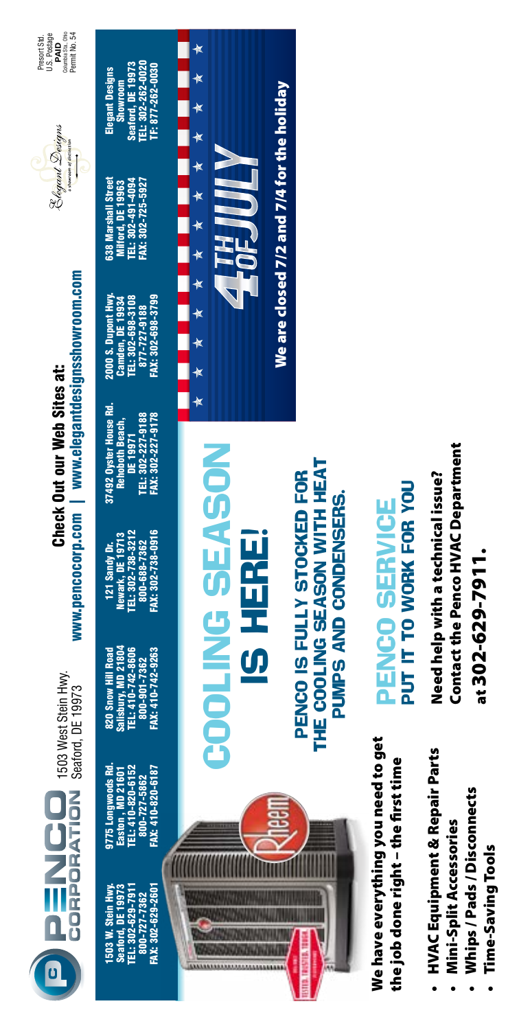# PENCO CORPORATION

1503 West Stein Hwy.
Seaford, DE 19973

## Check Out our Web Sites at:

www.pencocorp.com | www.elegantdesignsshowroom.com

Presort Std.
U.S. Postage
PAID
Columbia Sta., Ohio
Permit No. 54

| | | | | | | | |
|---|---|---|---|---|---|---|---|
| 1503 W. Stein Hwy.<br>Seaford, DE 19973<br>TEL: 302-629-7911<br>800-727-7362<br>FAX: 302-629-2601 | 9775 Longwoods Rd.<br>Easton, MD 21601<br>TEL: 410-820-6152<br>800-727-5862<br>FAX: 410-820-6187 | 820 Snow Hill Road<br>Salisbury, MD 21804<br>TEL: 410-742-8606<br>800-901-7362<br>FAX: 410-742-9263 | 121 Sandy Dr.<br>Newark, DE 19713<br>TEL: 302-738-3212<br>800-688-7362<br>FAX: 302-738-0916 | 37492 Oyster House Rd.<br>Rehoboth Beach, DE 19971<br>TEL: 302-227-9188<br>FAX: 302-227-9178 | 2000 S. Dupont Hwy.<br>Camden, DE 19934<br>TEL: 302-698-3108<br>877-727-9188<br>FAX: 302-698-3799 | 638 Marshall Street<br>Milford, DE 19963<br>TEL: 302-491-4094<br>FAX: 302-725-5927 | Elegant Designs Showroom<br>Seaford, DE 19973<br>TEL: 302-262-0020<br>TF: 877-262-0030 |

Elegant Designs
a showroom of distinction

# COOLING SEASON IS HERE!

PENCO IS FULLY STOCKED FOR THE COOLING SEASON WITH HEAT PUMPS AND CONDENSERS.

## 4TH OF JULY

We are closed 7/2 and 7/4 for the holiday

**We have everything you need to get the job done right – the first time**

- HVAC Equipment & Repair Parts
- Mini-Split Accessories
- Whips / Pads / Disconnects
- Time-Saving Tools

## PENCO SERVICE
## PUT IT TO WORK FOR YOU

**Need help with a technical issue? Contact the Penco HVAC Department at 302-629-7911.**